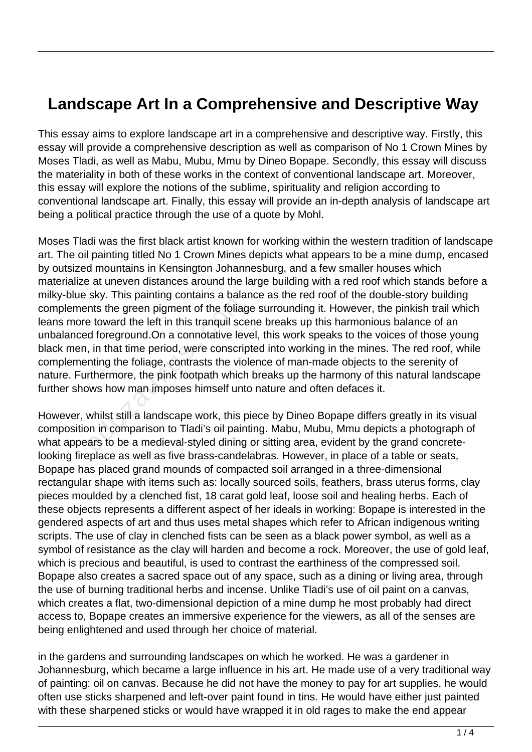# Landscape Art In a Comprehensive and Descriptive Way

This essay aims to explore landscape art in a comprehensive and descriptive way. Firstly, this essay will provide a comprehensive description as well as comparison of No 1 Crown Mines by Moses Tladi, as well as Mabu, Mubu, Mmu by Dineo Bopape. Secondly, this essay will discuss the materiality in both of these works in the context of conventional landscape art. Moreover, this essay will explore the notions of the sublime, spirituality and religion according to conventional landscape art. Finally, this essay will provide an in-depth analysis of landscape art being a political practice through the use of a quote by Mohl.

Moses Tladi was the first black artist known for working within the western tradition of landscape art. The oil painting titled No 1 Crown Mines depicts what appears to be a mine dump, encased by outsized mountains in Kensington Johannesburg, and a few smaller houses which materialize at uneven distances around the large building with a red roof which stands before a milky-blue sky. This painting contains a balance as the red roof of the double-story building complements the green pigment of the foliage surrounding it. However, the pinkish trail which leans more toward the left in this tranquil scene breaks up this harmonious balance of an unbalanced foreground.On a connotative level, this work speaks to the voices of those young black men, in that time period, were conscripted into working in the mines. The red roof, while complementing the foliage, contrasts the violence of man-made objects to the serenity of nature. Furthermore, the pink footpath which breaks up the harmony of this natural landscape further shows how man imposes himself unto nature and often defaces it.

However, whilst still a landscape work, this piece by Dineo Bopape differs greatly in its visual composition in comparison to Tladi's oil painting. Mabu, Mubu, Mmu depicts a photograph of what appears to be a medieval-styled dining or sitting area, evident by the grand concrete-looking fireplace as well as five brass-candelabras. However, in place of a table or seats, Bopape has placed grand mounds of compacted soil arranged in a three-dimensional rectangular shape with items such as: locally sourced soils, feathers, brass uterus forms, clay pieces moulded by a clenched fist, 18 carat gold leaf, loose soil and healing herbs. Each of these objects represents a different aspect of her ideals in working: Bopape is interested in the gendered aspects of art and thus uses metal shapes which refer to African indigenous writing scripts. The use of clay in clenched fists can be seen as a black power symbol, as well as a symbol of resistance as the clay will harden and become a rock. Moreover, the use of gold leaf, which is precious and beautiful, is used to contrast the earthiness of the compressed soil. Bopape also creates a sacred space out of any space, such as a dining or living area, through the use of burning traditional herbs and incense. Unlike Tladi's use of oil paint on a canvas, which creates a flat, two-dimensional depiction of a mine dump he most probably had direct access to, Bopape creates an immersive experience for the viewers, as all of the senses are being enlightened and used through her choice of material.

in the gardens and surrounding landscapes on which he worked. He was a gardener in Johannesburg, which became a large influence in his art. He made use of a very traditional way of painting: oil on canvas. Because he did not have the money to pay for art supplies, he would often use sticks sharpened and left-over paint found in tins. He would have either just painted with these sharpened sticks or would have wrapped it in old rages to make the end appear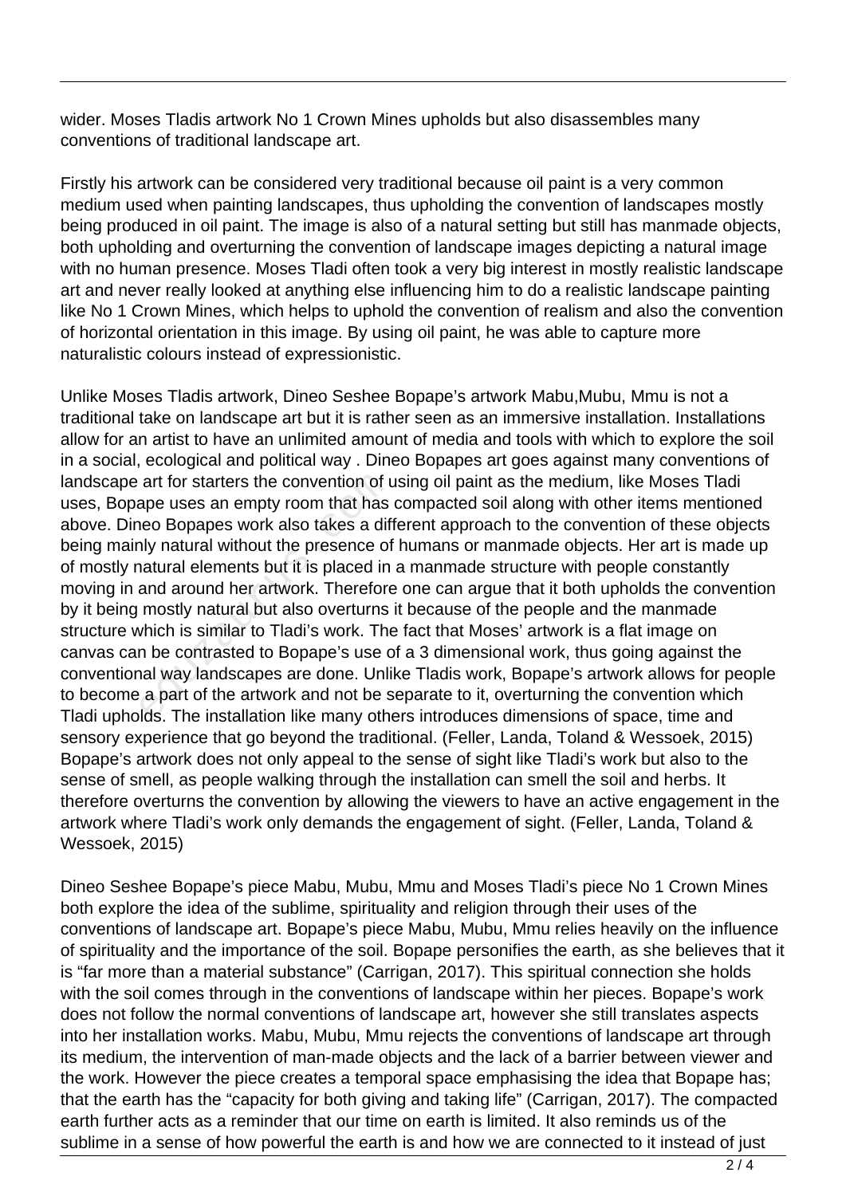wider. Moses Tladis artwork No 1 Crown Mines upholds but also disassembles many conventions of traditional landscape art.

Firstly his artwork can be considered very traditional because oil paint is a very common medium used when painting landscapes, thus upholding the convention of landscapes mostly being produced in oil paint. The image is also of a natural setting but still has manmade objects, both upholding and overturning the convention of landscape images depicting a natural image with no human presence. Moses Tladi often took a very big interest in mostly realistic landscape art and never really looked at anything else influencing him to do a realistic landscape painting like No 1 Crown Mines, which helps to uphold the convention of realism and also the convention of horizontal orientation in this image. By using oil paint, he was able to capture more naturalistic colours instead of expressionistic.

Unlike Moses Tladis artwork, Dineo Seshee Bopape's artwork Mabu,Mubu, Mmu is not a traditional take on landscape art but it is rather seen as an immersive installation. Installations allow for an artist to have an unlimited amount of media and tools with which to explore the soil in a social, ecological and political way . Dineo Bopapes art goes against many conventions of landscape art for starters the convention of using oil paint as the medium, like Moses Tladi uses, Bopape uses an empty room that has compacted soil along with other items mentioned above. Dineo Bopapes work also takes a different approach to the convention of these objects being mainly natural without the presence of humans or manmade objects. Her art is made up of mostly natural elements but it is placed in a manmade structure with people constantly moving in and around her artwork. Therefore one can argue that it both upholds the convention by it being mostly natural but also overturns it because of the people and the manmade structure which is similar to Tladi's work. The fact that Moses' artwork is a flat image on canvas can be contrasted to Bopape's use of a 3 dimensional work, thus going against the conventional way landscapes are done. Unlike Tladis work, Bopape's artwork allows for people to become a part of the artwork and not be separate to it, overturning the convention which Tladi upholds. The installation like many others introduces dimensions of space, time and sensory experience that go beyond the traditional. (Feller, Landa, Toland & Wessoek, 2015) Bopape's artwork does not only appeal to the sense of sight like Tladi's work but also to the sense of smell, as people walking through the installation can smell the soil and herbs. It therefore overturns the convention by allowing the viewers to have an active engagement in the artwork where Tladi's work only demands the engagement of sight. (Feller, Landa, Toland & Wessoek, 2015)

Dineo Seshee Bopape's piece Mabu, Mubu, Mmu and Moses Tladi's piece No 1 Crown Mines both explore the idea of the sublime, spirituality and religion through their uses of the conventions of landscape art. Bopape's piece Mabu, Mubu, Mmu relies heavily on the influence of spirituality and the importance of the soil. Bopape personifies the earth, as she believes that it is "far more than a material substance" (Carrigan, 2017). This spiritual connection she holds with the soil comes through in the conventions of landscape within her pieces. Bopape's work does not follow the normal conventions of landscape art, however she still translates aspects into her installation works. Mabu, Mubu, Mmu rejects the conventions of landscape art through its medium, the intervention of man-made objects and the lack of a barrier between viewer and the work. However the piece creates a temporal space emphasising the idea that Bopape has; that the earth has the "capacity for both giving and taking life" (Carrigan, 2017). The compacted earth further acts as a reminder that our time on earth is limited. It also reminds us of the sublime in a sense of how powerful the earth is and how we are connected to it instead of just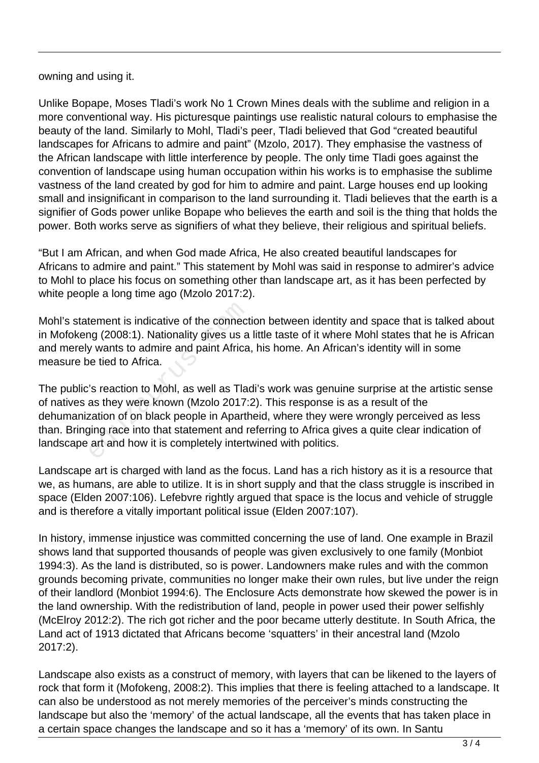owning and using it.

Unlike Bopape, Moses Tladi's work No 1 Crown Mines deals with the sublime and religion in a more conventional way. His picturesque paintings use realistic natural colours to emphasise the beauty of the land. Similarly to Mohl, Tladi's peer, Tladi believed that God "created beautiful landscapes for Africans to admire and paint" (Mzolo, 2017). They emphasise the vastness of the African landscape with little interference by people. The only time Tladi goes against the convention of landscape using human occupation within his works is to emphasise the sublime vastness of the land created by god for him to admire and paint. Large houses end up looking small and insignificant in comparison to the land surrounding it. Tladi believes that the earth is a signifier of Gods power unlike Bopape who believes the earth and soil is the thing that holds the power. Both works serve as signifiers of what they believe, their religious and spiritual beliefs.

"But I am African, and when God made Africa, He also created beautiful landscapes for Africans to admire and paint." This statement by Mohl was said in response to admirer's advice to Mohl to place his focus on something other than landscape art, as it has been perfected by white people a long time ago (Mzolo 2017:2).

Mohl's statement is indicative of the connection between identity and space that is talked about in Mofokeng (2008:1). Nationality gives us a little taste of it where Mohl states that he is African and merely wants to admire and paint Africa, his home. An African's identity will in some measure be tied to Africa.

The public's reaction to Mohl, as well as Tladi's work was genuine surprise at the artistic sense of natives as they were known (Mzolo 2017:2). This response is as a result of the dehumanization of on black people in Apartheid, where they were wrongly perceived as less than. Bringing race into that statement and referring to Africa gives a quite clear indication of landscape art and how it is completely intertwined with politics.

Landscape art is charged with land as the focus. Land has a rich history as it is a resource that we, as humans, are able to utilize. It is in short supply and that the class struggle is inscribed in space (Elden 2007:106). Lefebvre rightly argued that space is the locus and vehicle of struggle and is therefore a vitally important political issue (Elden 2007:107).

In history, immense injustice was committed concerning the use of land. One example in Brazil shows land that supported thousands of people was given exclusively to one family (Monbiot 1994:3). As the land is distributed, so is power. Landowners make rules and with the common grounds becoming private, communities no longer make their own rules, but live under the reign of their landlord (Monbiot 1994:6). The Enclosure Acts demonstrate how skewed the power is in the land ownership. With the redistribution of land, people in power used their power selfishly (McElroy 2012:2). The rich got richer and the poor became utterly destitute. In South Africa, the Land act of 1913 dictated that Africans become 'squatters' in their ancestral land (Mzolo 2017:2).

Landscape also exists as a construct of memory, with layers that can be likened to the layers of rock that form it (Mofokeng, 2008:2). This implies that there is feeling attached to a landscape. It can also be understood as not merely memories of the perceiver's minds constructing the landscape but also the 'memory' of the actual landscape, all the events that has taken place in a certain space changes the landscape and so it has a 'memory' of its own. In Santu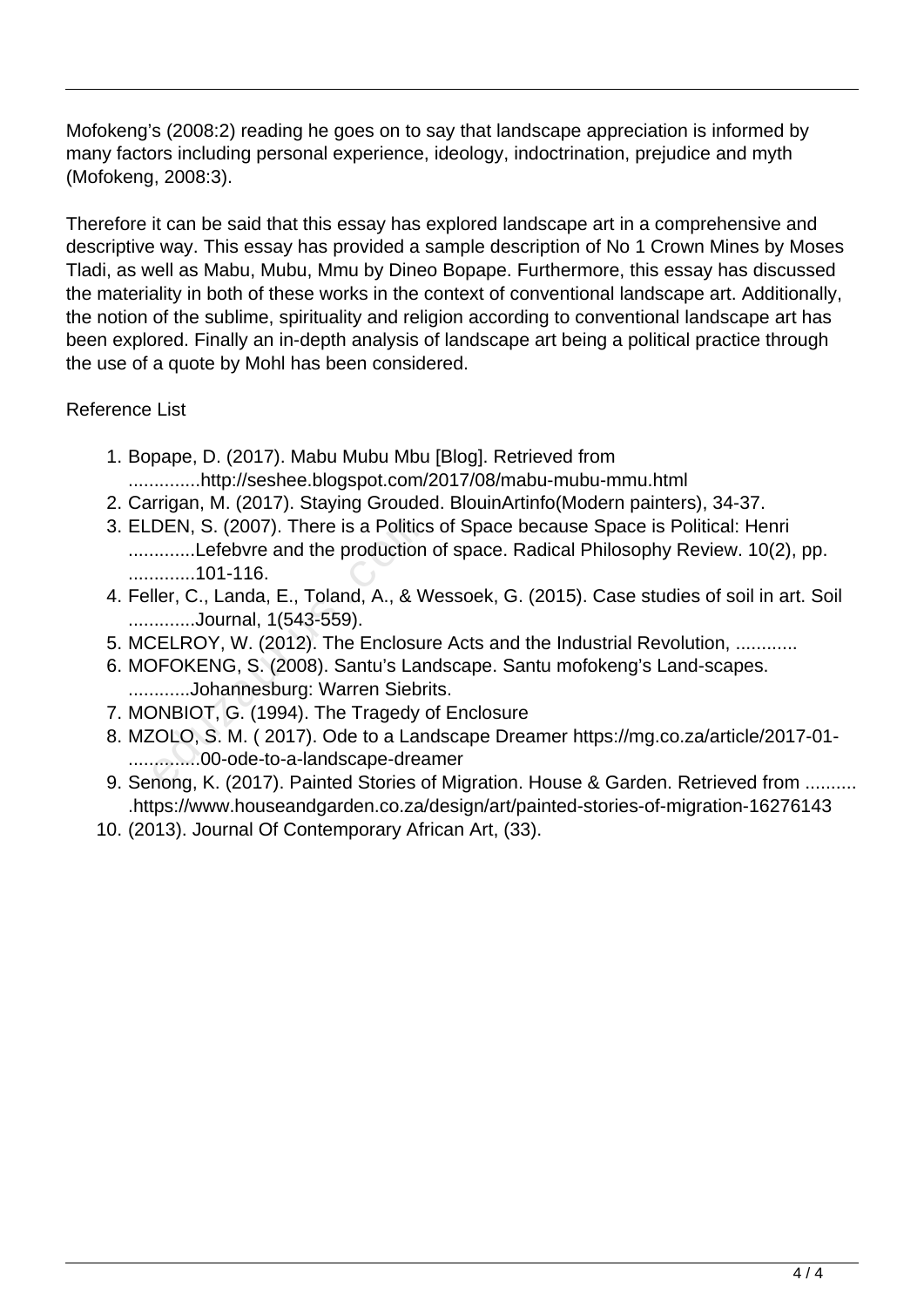Mofokeng's (2008:2) reading he goes on to say that landscape appreciation is informed by many factors including personal experience, ideology, indoctrination, prejudice and myth (Mofokeng, 2008:3).

Therefore it can be said that this essay has explored landscape art in a comprehensive and descriptive way. This essay has provided a sample description of No 1 Crown Mines by Moses Tladi, as well as Mabu, Mubu, Mmu by Dineo Bopape. Furthermore, this essay has discussed the materiality in both of these works in the context of conventional landscape art. Additionally, the notion of the sublime, spirituality and religion according to conventional landscape art has been explored. Finally an in-depth analysis of landscape art being a political practice through the use of a quote by Mohl has been considered.

Reference List

1. Bopape, D. (2017). Mabu Mubu Mbu [Blog]. Retrieved from ..............http://seshee.blogspot.com/2017/08/mabu-mubu-mmu.html
2. Carrigan, M. (2017). Staying Grouded. BlouinArtinfo(Modern painters), 34-37.
3. ELDEN, S. (2007). There is a Politics of Space because Space is Political: Henri .............Lefebvre and the production of space. Radical Philosophy Review. 10(2), pp. .............101-116.
4. Feller, C., Landa, E., Toland, A., & Wessoek, G. (2015). Case studies of soil in art. Soil .............Journal, 1(543-559).
5. MCELROY, W. (2012). The Enclosure Acts and the Industrial Revolution, ............
6. MOFOKENG, S. (2008). Santu's Landscape. Santu mofokeng's Land-scapes. ............Johannesburg: Warren Siebrits.
7. MONBIOT, G. (1994). The Tragedy of Enclosure
8. MZOLO, S. M. ( 2017). Ode to a Landscape Dreamer https://mg.co.za/article/2017-01-..............00-ode-to-a-landscape-dreamer
9. Senong, K. (2017). Painted Stories of Migration. House & Garden. Retrieved from ........... https://www.houseandgarden.co.za/design/art/painted-stories-of-migration-16276143
10. (2013). Journal Of Contemporary African Art, (33).